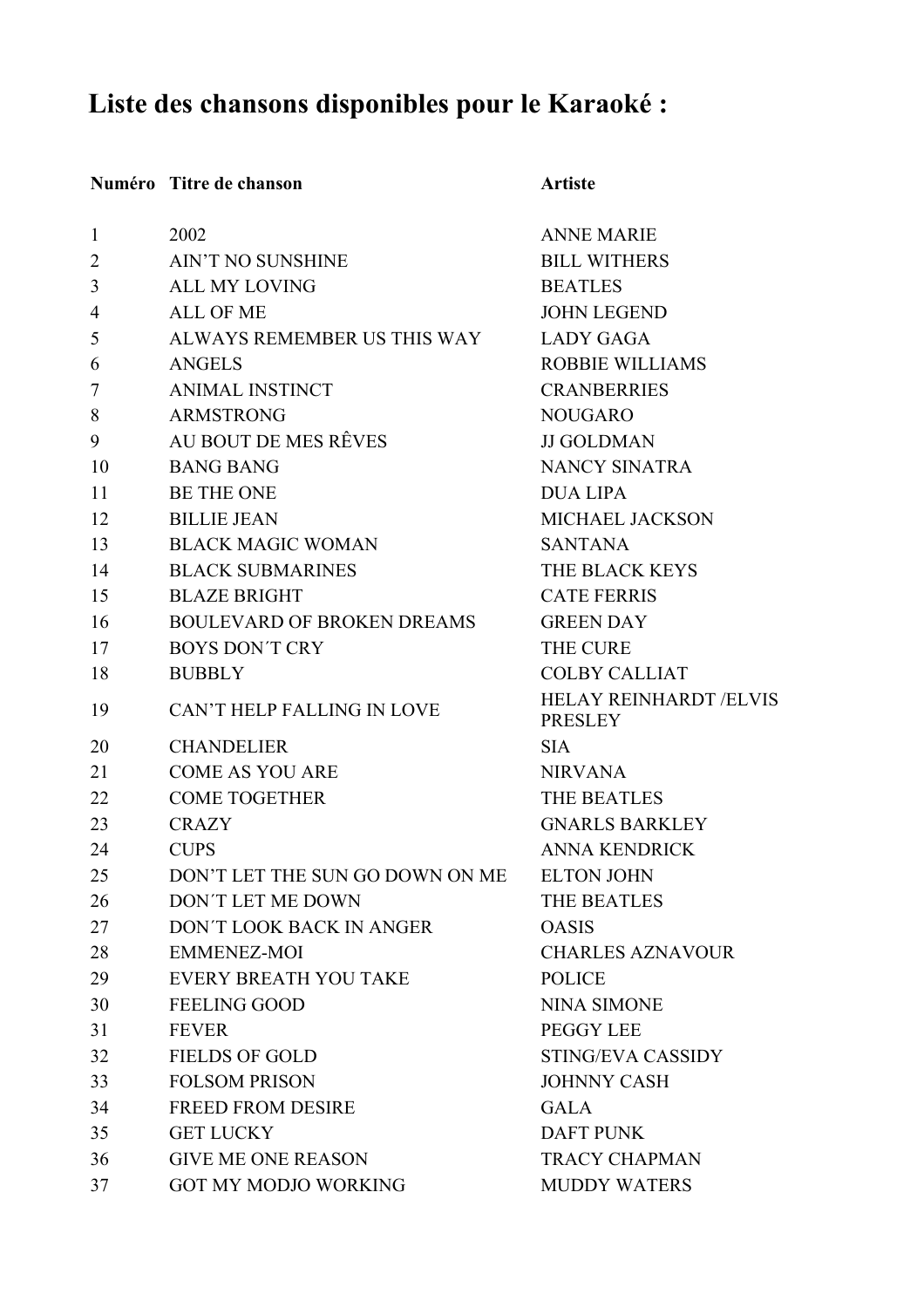# Liste des chansons disponibles pour le Karaoké :

| Numéro | Titre de chanson | Artiste |
| --- | --- | --- |
| 1 | 2002 | ANNE MARIE |
| 2 | AIN'T NO SUNSHINE | BILL WITHERS |
| 3 | ALL MY LOVING | BEATLES |
| 4 | ALL OF ME | JOHN LEGEND |
| 5 | ALWAYS REMEMBER US THIS WAY | LADY GAGA |
| 6 | ANGELS | ROBBIE WILLIAMS |
| 7 | ANIMAL INSTINCT | CRANBERRIES |
| 8 | ARMSTRONG | NOUGARO |
| 9 | AU BOUT DE MES RÊVES | JJ GOLDMAN |
| 10 | BANG BANG | NANCY SINATRA |
| 11 | BE THE ONE | DUA LIPA |
| 12 | BILLIE JEAN | MICHAEL JACKSON |
| 13 | BLACK MAGIC WOMAN | SANTANA |
| 14 | BLACK SUBMARINES | THE BLACK KEYS |
| 15 | BLAZE BRIGHT | CATE FERRIS |
| 16 | BOULEVARD OF BROKEN DREAMS | GREEN DAY |
| 17 | BOYS DON´T CRY | THE CURE |
| 18 | BUBBLY | COLBY CALLIAT |
| 19 | CAN'T HELP FALLING IN LOVE | HELAY REINHARDT /ELVIS PRESLEY |
| 20 | CHANDELIER | SIA |
| 21 | COME AS YOU ARE | NIRVANA |
| 22 | COME TOGETHER | THE BEATLES |
| 23 | CRAZY | GNARLS BARKLEY |
| 24 | CUPS | ANNA KENDRICK |
| 25 | DON'T LET THE SUN GO DOWN ON ME | ELTON JOHN |
| 26 | DON´T LET ME DOWN | THE BEATLES |
| 27 | DON´T LOOK BACK IN ANGER | OASIS |
| 28 | EMMENEZ-MOI | CHARLES AZNAVOUR |
| 29 | EVERY BREATH YOU TAKE | POLICE |
| 30 | FEELING GOOD | NINA SIMONE |
| 31 | FEVER | PEGGY LEE |
| 32 | FIELDS OF GOLD | STING/EVA CASSIDY |
| 33 | FOLSOM PRISON | JOHNNY CASH |
| 34 | FREED FROM DESIRE | GALA |
| 35 | GET LUCKY | DAFT PUNK |
| 36 | GIVE ME ONE REASON | TRACY CHAPMAN |
| 37 | GOT MY MODJO WORKING | MUDDY WATERS |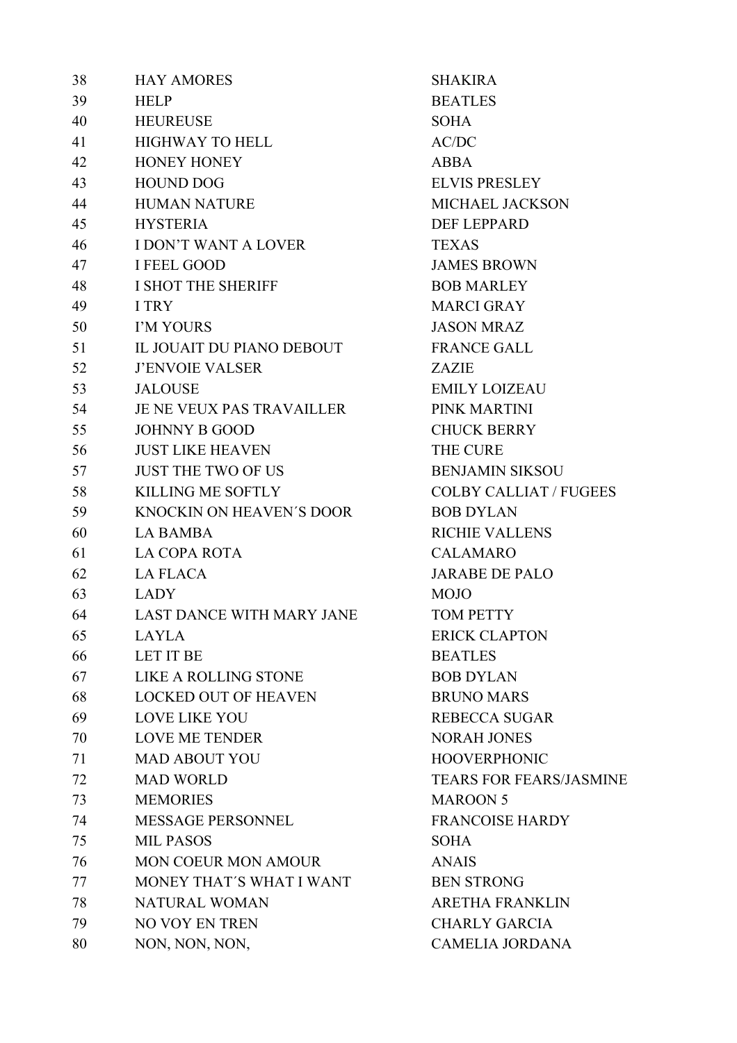| | | |
|---|---|---|
| 38 | HAY AMORES | SHAKIRA |
| 39 | HELP | BEATLES |
| 40 | HEUREUSE | SOHA |
| 41 | HIGHWAY TO HELL | AC/DC |
| 42 | HONEY HONEY | ABBA |
| 43 | HOUND DOG | ELVIS PRESLEY |
| 44 | HUMAN NATURE | MICHAEL JACKSON |
| 45 | HYSTERIA | DEF LEPPARD |
| 46 | I DON'T WANT A LOVER | TEXAS |
| 47 | I FEEL GOOD | JAMES BROWN |
| 48 | I SHOT THE SHERIFF | BOB MARLEY |
| 49 | I TRY | MARCI GRAY |
| 50 | I'M YOURS | JASON MRAZ |
| 51 | IL JOUAIT DU PIANO DEBOUT | FRANCE GALL |
| 52 | J'ENVOIE VALSER | ZAZIE |
| 53 | JALOUSE | EMILY LOIZEAU |
| 54 | JE NE VEUX PAS TRAVAILLER | PINK MARTINI |
| 55 | JOHNNY B GOOD | CHUCK BERRY |
| 56 | JUST LIKE HEAVEN | THE CURE |
| 57 | JUST THE TWO OF US | BENJAMIN SIKSOU |
| 58 | KILLING ME SOFTLY | COLBY CALLIAT / FUGEES |
| 59 | KNOCKIN ON HEAVEN´S DOOR | BOB DYLAN |
| 60 | LA BAMBA | RICHIE VALLENS |
| 61 | LA COPA ROTA | CALAMARO |
| 62 | LA FLACA | JARABE DE PALO |
| 63 | LADY | MOJO |
| 64 | LAST DANCE WITH MARY JANE | TOM PETTY |
| 65 | LAYLA | ERICK CLAPTON |
| 66 | LET IT BE | BEATLES |
| 67 | LIKE A ROLLING STONE | BOB DYLAN |
| 68 | LOCKED OUT OF HEAVEN | BRUNO MARS |
| 69 | LOVE LIKE YOU | REBECCA SUGAR |
| 70 | LOVE ME TENDER | NORAH JONES |
| 71 | MAD ABOUT YOU | HOOVERPHONIC |
| 72 | MAD WORLD | TEARS FOR FEARS/JASMINE |
| 73 | MEMORIES | MAROON 5 |
| 74 | MESSAGE PERSONNEL | FRANCOISE HARDY |
| 75 | MIL PASOS | SOHA |
| 76 | MON COEUR MON AMOUR | ANAIS |
| 77 | MONEY THAT´S WHAT I WANT | BEN STRONG |
| 78 | NATURAL WOMAN | ARETHA FRANKLIN |
| 79 | NO VOY EN TREN | CHARLY GARCIA |
| 80 | NON, NON, NON, | CAMELIA JORDANA |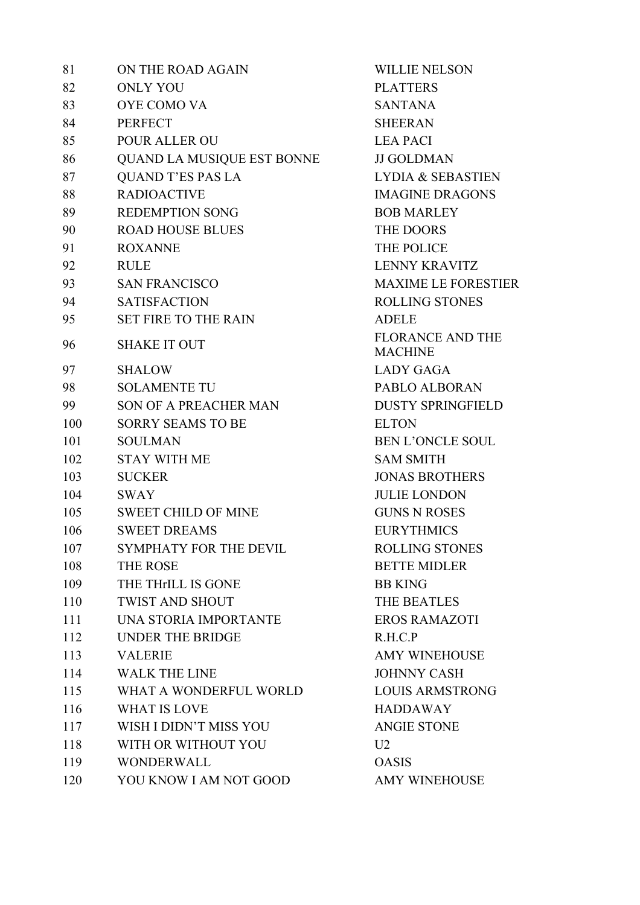| | | |
|---|---|---|
| 81 | ON THE ROAD AGAIN | WILLIE NELSON |
| 82 | ONLY YOU | PLATTERS |
| 83 | OYE COMO VA | SANTANA |
| 84 | PERFECT | SHEERAN |
| 85 | POUR ALLER OU | LEA PACI |
| 86 | QUAND LA MUSIQUE EST BONNE | JJ GOLDMAN |
| 87 | QUAND T'ES PAS LA | LYDIA & SEBASTIEN |
| 88 | RADIOACTIVE | IMAGINE DRAGONS |
| 89 | REDEMPTION SONG | BOB MARLEY |
| 90 | ROAD HOUSE BLUES | THE DOORS |
| 91 | ROXANNE | THE POLICE |
| 92 | RULE | LENNY KRAVITZ |
| 93 | SAN FRANCISCO | MAXIME LE FORESTIER |
| 94 | SATISFACTION | ROLLING STONES |
| 95 | SET FIRE TO THE RAIN | ADELE |
| 96 | SHAKE IT OUT | FLORANCE AND THE MACHINE |
| 97 | SHALOW | LADY GAGA |
| 98 | SOLAMENTE TU | PABLO ALBORAN |
| 99 | SON OF A PREACHER MAN | DUSTY SPRINGFIELD |
| 100 | SORRY SEAMS TO BE | ELTON |
| 101 | SOULMAN | BEN L'ONCLE SOUL |
| 102 | STAY WITH ME | SAM SMITH |
| 103 | SUCKER | JONAS BROTHERS |
| 104 | SWAY | JULIE LONDON |
| 105 | SWEET CHILD OF MINE | GUNS N ROSES |
| 106 | SWEET DREAMS | EURYTHMICS |
| 107 | SYMPHATY FOR THE DEVIL | ROLLING STONES |
| 108 | THE ROSE | BETTE MIDLER |
| 109 | THE THrILL IS GONE | BB KING |
| 110 | TWIST AND SHOUT | THE BEATLES |
| 111 | UNA STORIA IMPORTANTE | EROS RAMAZOTI |
| 112 | UNDER THE BRIDGE | R.H.C.P |
| 113 | VALERIE | AMY WINEHOUSE |
| 114 | WALK THE LINE | JOHNNY CASH |
| 115 | WHAT A WONDERFUL WORLD | LOUIS ARMSTRONG |
| 116 | WHAT IS LOVE | HADDAWAY |
| 117 | WISH I DIDN'T MISS YOU | ANGIE STONE |
| 118 | WITH OR WITHOUT YOU | U2 |
| 119 | WONDERWALL | OASIS |
| 120 | YOU KNOW I AM NOT GOOD | AMY WINEHOUSE |